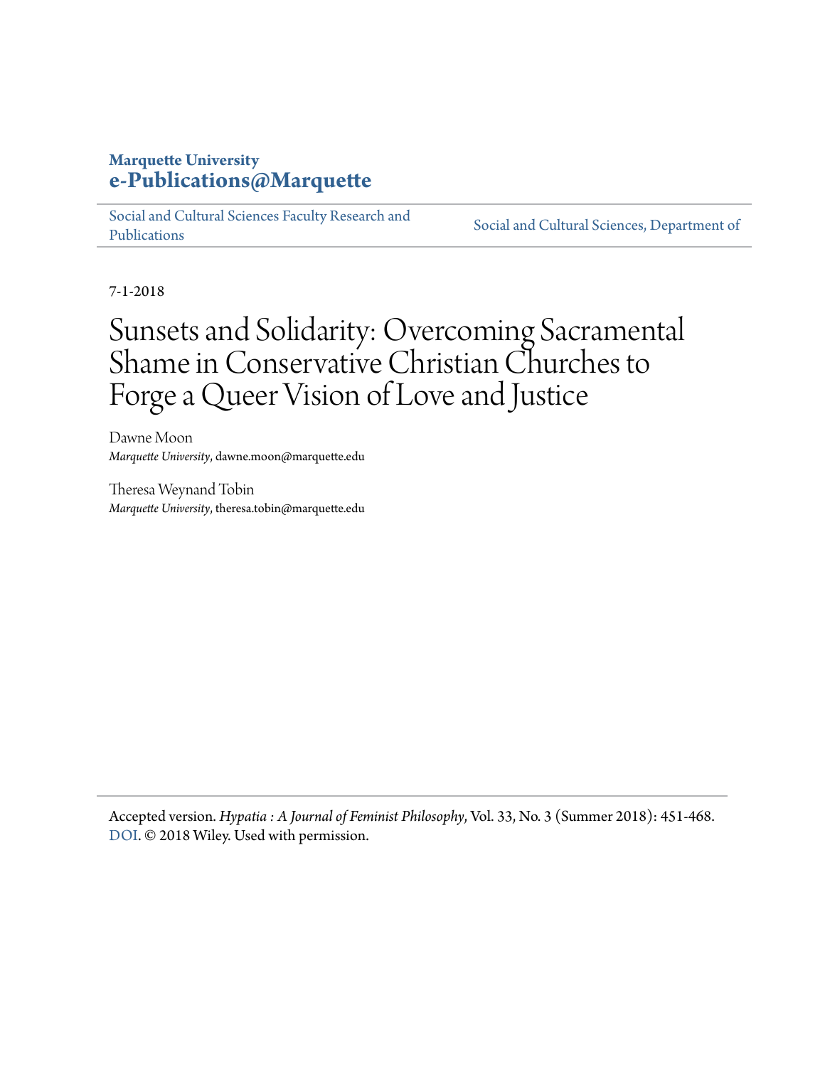**Marquette University**
**e-Publications@Marquette**

Social and Cultural Sciences Faculty Research and Publications | Social and Cultural Sciences, Department of

7-1-2018

# Sunsets and Solidarity: Overcoming Sacramental Shame in Conservative Christian Churches to Forge a Queer Vision of Love and Justice

Dawne Moon
*Marquette University*, dawne.moon@marquette.edu

Theresa Weynand Tobin
*Marquette University*, theresa.tobin@marquette.edu

Accepted version. *Hypatia : A Journal of Feminist Philosophy*, Vol. 33, No. 3 (Summer 2018): 451-468. DOI. © 2018 Wiley. Used with permission.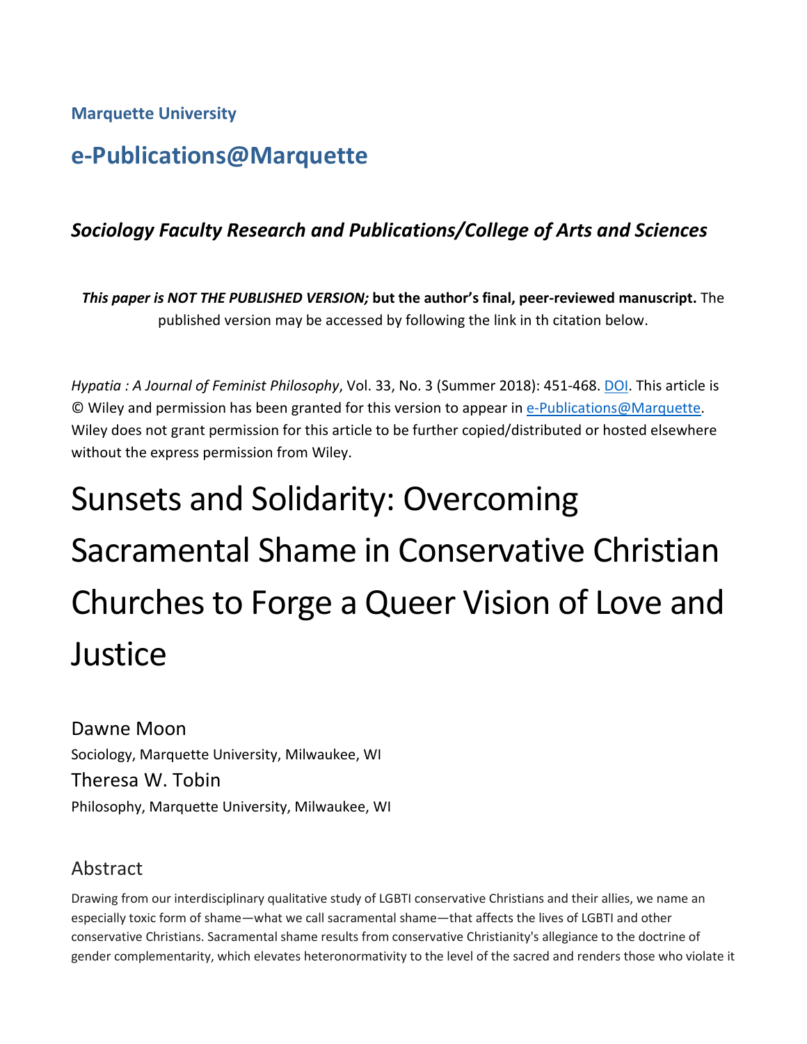Marquette University

# e-Publications@Marquette

### *Sociology Faculty Research and Publications/College of Arts and Sciences*

***This paper is NOT THE PUBLISHED VERSION;* but the author's final, peer-reviewed manuscript.** The published version may be accessed by following the link in th citation below.

*Hypatia : A Journal of Feminist Philosophy*, Vol. 33, No. 3 (Summer 2018): 451-468. DOI. This article is © Wiley and permission has been granted for this version to appear in e-Publications@Marquette. Wiley does not grant permission for this article to be further copied/distributed or hosted elsewhere without the express permission from Wiley.

# Sunsets and Solidarity: Overcoming Sacramental Shame in Conservative Christian Churches to Forge a Queer Vision of Love and Justice

Dawne Moon
Sociology, Marquette University, Milwaukee, WI

Theresa W. Tobin
Philosophy, Marquette University, Milwaukee, WI

## Abstract

Drawing from our interdisciplinary qualitative study of LGBTI conservative Christians and their allies, we name an especially toxic form of shame—what we call sacramental shame—that affects the lives of LGBTI and other conservative Christians. Sacramental shame results from conservative Christianity's allegiance to the doctrine of gender complementarity, which elevates heteronormativity to the level of the sacred and renders those who violate it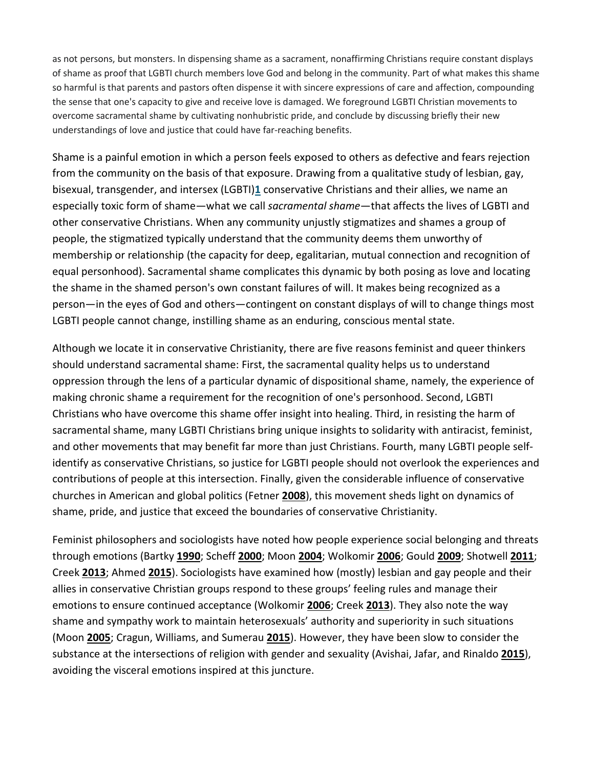as not persons, but monsters. In dispensing shame as a sacrament, nonaffirming Christians require constant displays of shame as proof that LGBTI church members love God and belong in the community. Part of what makes this shame so harmful is that parents and pastors often dispense it with sincere expressions of care and affection, compounding the sense that one's capacity to give and receive love is damaged. We foreground LGBTI Christian movements to overcome sacramental shame by cultivating nonhubristic pride, and conclude by discussing briefly their new understandings of love and justice that could have far-reaching benefits.

Shame is a painful emotion in which a person feels exposed to others as defective and fears rejection from the community on the basis of that exposure. Drawing from a qualitative study of lesbian, gay, bisexual, transgender, and intersex (LGBTI)[1] conservative Christians and their allies, we name an especially toxic form of shame—what we call *sacramental shame*—that affects the lives of LGBTI and other conservative Christians. When any community unjustly stigmatizes and shames a group of people, the stigmatized typically understand that the community deems them unworthy of membership or relationship (the capacity for deep, egalitarian, mutual connection and recognition of equal personhood). Sacramental shame complicates this dynamic by both posing as love and locating the shame in the shamed person's own constant failures of will. It makes being recognized as a person—in the eyes of God and others—contingent on constant displays of will to change things most LGBTI people cannot change, instilling shame as an enduring, conscious mental state.

Although we locate it in conservative Christianity, there are five reasons feminist and queer thinkers should understand sacramental shame: First, the sacramental quality helps us to understand oppression through the lens of a particular dynamic of dispositional shame, namely, the experience of making chronic shame a requirement for the recognition of one's personhood. Second, LGBTI Christians who have overcome this shame offer insight into healing. Third, in resisting the harm of sacramental shame, many LGBTI Christians bring unique insights to solidarity with antiracist, feminist, and other movements that may benefit far more than just Christians. Fourth, many LGBTI people self-identify as conservative Christians, so justice for LGBTI people should not overlook the experiences and contributions of people at this intersection. Finally, given the considerable influence of conservative churches in American and global politics (Fetner **2008**), this movement sheds light on dynamics of shame, pride, and justice that exceed the boundaries of conservative Christianity.

Feminist philosophers and sociologists have noted how people experience social belonging and threats through emotions (Bartky **1990**; Scheff **2000**; Moon **2004**; Wolkomir **2006**; Gould **2009**; Shotwell **2011**; Creek **2013**; Ahmed **2015**). Sociologists have examined how (mostly) lesbian and gay people and their allies in conservative Christian groups respond to these groups' feeling rules and manage their emotions to ensure continued acceptance (Wolkomir **2006**; Creek **2013**). They also note the way shame and sympathy work to maintain heterosexuals' authority and superiority in such situations (Moon **2005**; Cragun, Williams, and Sumerau **2015**). However, they have been slow to consider the substance at the intersections of religion with gender and sexuality (Avishai, Jafar, and Rinaldo **2015**), avoiding the visceral emotions inspired at this juncture.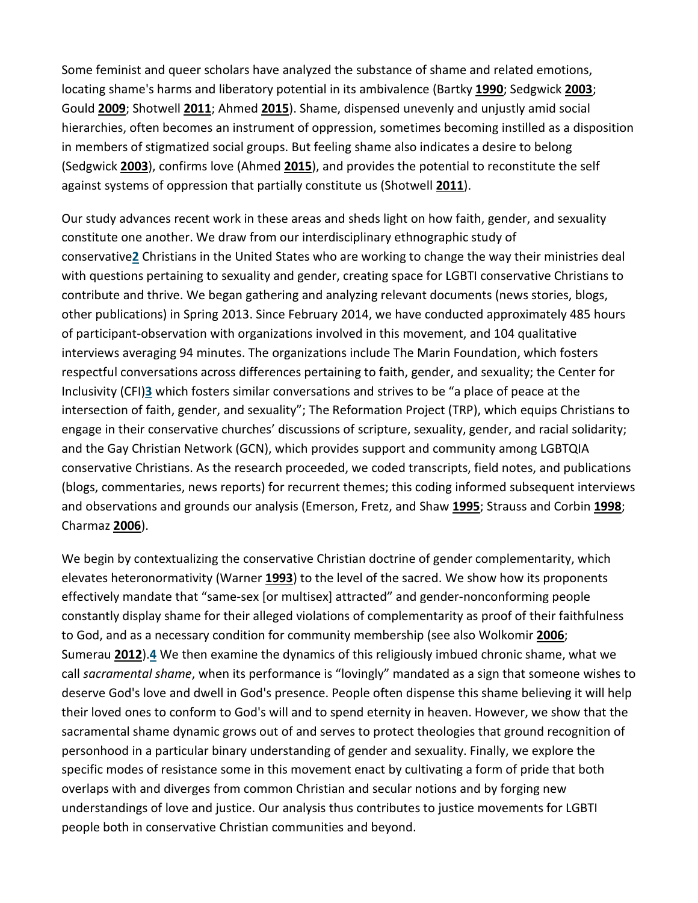Some feminist and queer scholars have analyzed the substance of shame and related emotions, locating shame's harms and liberatory potential in its ambivalence (Bartky **1990**; Sedgwick **2003**; Gould **2009**; Shotwell **2011**; Ahmed **2015**). Shame, dispensed unevenly and unjustly amid social hierarchies, often becomes an instrument of oppression, sometimes becoming instilled as a disposition in members of stigmatized social groups. But feeling shame also indicates a desire to belong (Sedgwick **2003**), confirms love (Ahmed **2015**), and provides the potential to reconstitute the self against systems of oppression that partially constitute us (Shotwell **2011**).

Our study advances recent work in these areas and sheds light on how faith, gender, and sexuality constitute one another. We draw from our interdisciplinary ethnographic study of conservative[2] Christians in the United States who are working to change the way their ministries deal with questions pertaining to sexuality and gender, creating space for LGBTI conservative Christians to contribute and thrive. We began gathering and analyzing relevant documents (news stories, blogs, other publications) in Spring 2013. Since February 2014, we have conducted approximately 485 hours of participant-observation with organizations involved in this movement, and 104 qualitative interviews averaging 94 minutes. The organizations include The Marin Foundation, which fosters respectful conversations across differences pertaining to faith, gender, and sexuality; the Center for Inclusivity (CFI)[3] which fosters similar conversations and strives to be "a place of peace at the intersection of faith, gender, and sexuality"; The Reformation Project (TRP), which equips Christians to engage in their conservative churches' discussions of scripture, sexuality, gender, and racial solidarity; and the Gay Christian Network (GCN), which provides support and community among LGBTQIA conservative Christians. As the research proceeded, we coded transcripts, field notes, and publications (blogs, commentaries, news reports) for recurrent themes; this coding informed subsequent interviews and observations and grounds our analysis (Emerson, Fretz, and Shaw **1995**; Strauss and Corbin **1998**; Charmaz **2006**).

We begin by contextualizing the conservative Christian doctrine of gender complementarity, which elevates heteronormativity (Warner **1993**) to the level of the sacred. We show how its proponents effectively mandate that "same-sex [or multisex] attracted" and gender-nonconforming people constantly display shame for their alleged violations of complementarity as proof of their faithfulness to God, and as a necessary condition for community membership (see also Wolkomir **2006**; Sumerau **2012**).[4] We then examine the dynamics of this religiously imbued chronic shame, what we call *sacramental shame*, when its performance is "lovingly" mandated as a sign that someone wishes to deserve God's love and dwell in God's presence. People often dispense this shame believing it will help their loved ones to conform to God's will and to spend eternity in heaven. However, we show that the sacramental shame dynamic grows out of and serves to protect theologies that ground recognition of personhood in a particular binary understanding of gender and sexuality. Finally, we explore the specific modes of resistance some in this movement enact by cultivating a form of pride that both overlaps with and diverges from common Christian and secular notions and by forging new understandings of love and justice. Our analysis thus contributes to justice movements for LGBTI people both in conservative Christian communities and beyond.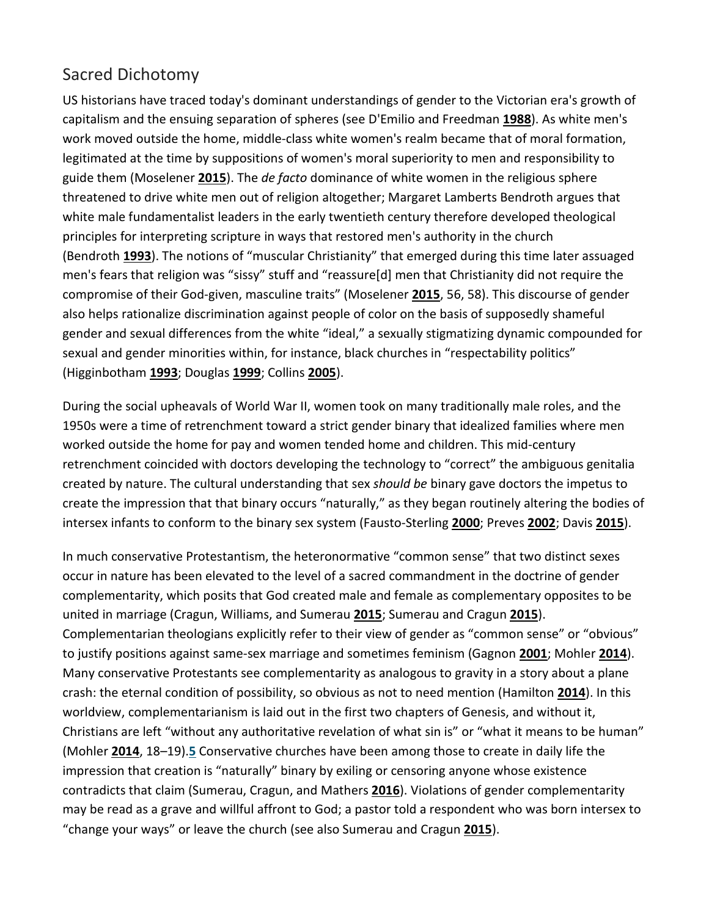## Sacred Dichotomy

US historians have traced today's dominant understandings of gender to the Victorian era's growth of capitalism and the ensuing separation of spheres (see D'Emilio and Freedman **1988**). As white men's work moved outside the home, middle-class white women's realm became that of moral formation, legitimated at the time by suppositions of women's moral superiority to men and responsibility to guide them (Moselener **2015**). The *de facto* dominance of white women in the religious sphere threatened to drive white men out of religion altogether; Margaret Lamberts Bendroth argues that white male fundamentalist leaders in the early twentieth century therefore developed theological principles for interpreting scripture in ways that restored men's authority in the church (Bendroth **1993**). The notions of "muscular Christianity" that emerged during this time later assuaged men's fears that religion was "sissy" stuff and "reassure[d] men that Christianity did not require the compromise of their God-given, masculine traits" (Moselener **2015**, 56, 58). This discourse of gender also helps rationalize discrimination against people of color on the basis of supposedly shameful gender and sexual differences from the white "ideal," a sexually stigmatizing dynamic compounded for sexual and gender minorities within, for instance, black churches in "respectability politics" (Higginbotham **1993**; Douglas **1999**; Collins **2005**).

During the social upheavals of World War II, women took on many traditionally male roles, and the 1950s were a time of retrenchment toward a strict gender binary that idealized families where men worked outside the home for pay and women tended home and children. This mid-century retrenchment coincided with doctors developing the technology to "correct" the ambiguous genitalia created by nature. The cultural understanding that sex *should be* binary gave doctors the impetus to create the impression that that binary occurs "naturally," as they began routinely altering the bodies of intersex infants to conform to the binary sex system (Fausto-Sterling **2000**; Preves **2002**; Davis **2015**).

In much conservative Protestantism, the heteronormative "common sense" that two distinct sexes occur in nature has been elevated to the level of a sacred commandment in the doctrine of gender complementarity, which posits that God created male and female as complementary opposites to be united in marriage (Cragun, Williams, and Sumerau **2015**; Sumerau and Cragun **2015**). Complementarian theologians explicitly refer to their view of gender as "common sense" or "obvious" to justify positions against same-sex marriage and sometimes feminism (Gagnon **2001**; Mohler **2014**). Many conservative Protestants see complementarity as analogous to gravity in a story about a plane crash: the eternal condition of possibility, so obvious as not to need mention (Hamilton **2014**). In this worldview, complementarianism is laid out in the first two chapters of Genesis, and without it, Christians are left "without any authoritative revelation of what sin is" or "what it means to be human" (Mohler **2014**, 18–19).**5** Conservative churches have been among those to create in daily life the impression that creation is "naturally" binary by exiling or censoring anyone whose existence contradicts that claim (Sumerau, Cragun, and Mathers **2016**). Violations of gender complementarity may be read as a grave and willful affront to God; a pastor told a respondent who was born intersex to "change your ways" or leave the church (see also Sumerau and Cragun **2015**).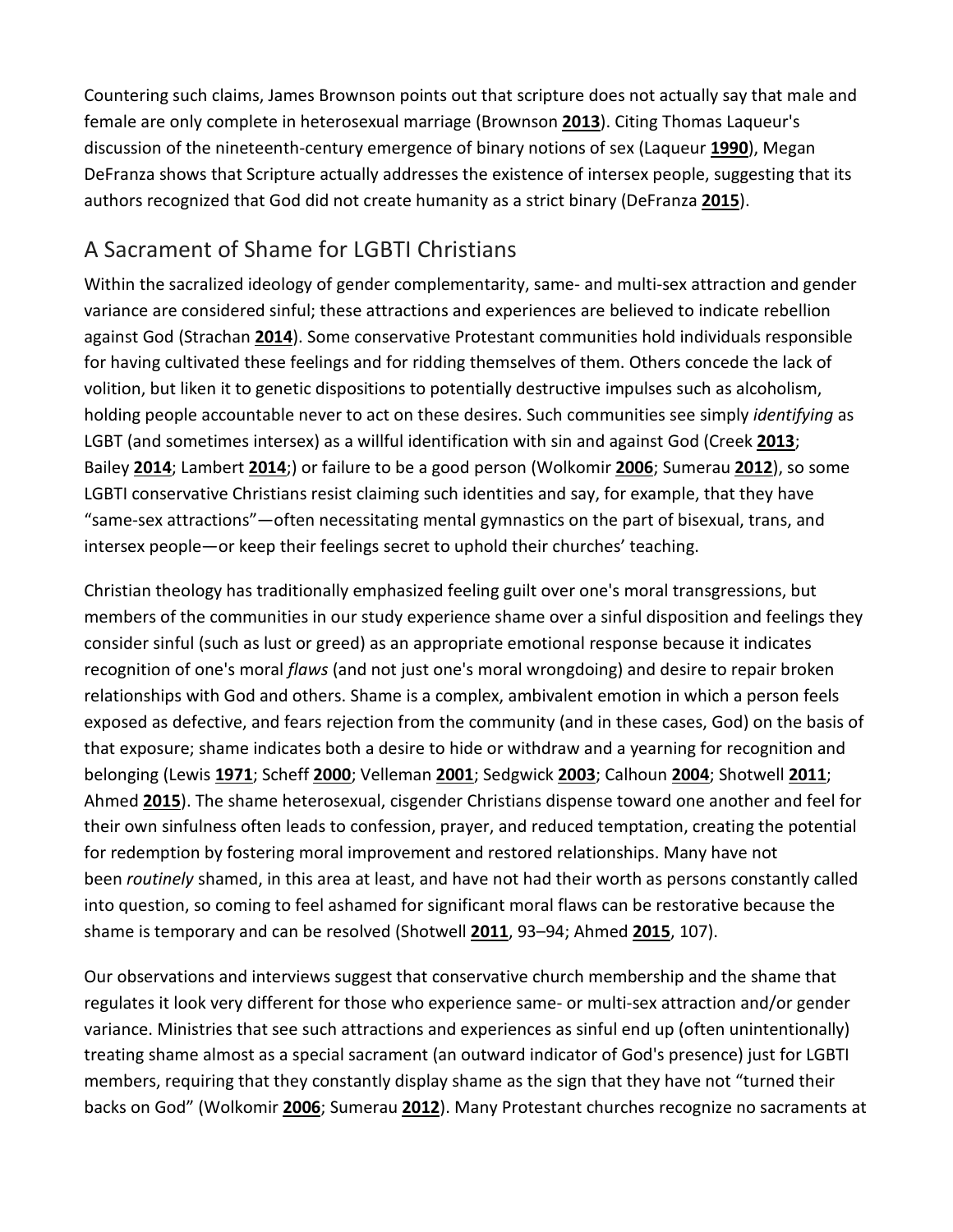Countering such claims, James Brownson points out that scripture does not actually say that male and female are only complete in heterosexual marriage (Brownson **2013**). Citing Thomas Laqueur's discussion of the nineteenth-century emergence of binary notions of sex (Laqueur **1990**), Megan DeFranza shows that Scripture actually addresses the existence of intersex people, suggesting that its authors recognized that God did not create humanity as a strict binary (DeFranza **2015**).

## A Sacrament of Shame for LGBTI Christians

Within the sacralized ideology of gender complementarity, same- and multi-sex attraction and gender variance are considered sinful; these attractions and experiences are believed to indicate rebellion against God (Strachan **2014**). Some conservative Protestant communities hold individuals responsible for having cultivated these feelings and for ridding themselves of them. Others concede the lack of volition, but liken it to genetic dispositions to potentially destructive impulses such as alcoholism, holding people accountable never to act on these desires. Such communities see simply *identifying* as LGBT (and sometimes intersex) as a willful identification with sin and against God (Creek **2013**; Bailey **2014**; Lambert **2014**;) or failure to be a good person (Wolkomir **2006**; Sumerau **2012**), so some LGBTI conservative Christians resist claiming such identities and say, for example, that they have "same-sex attractions"—often necessitating mental gymnastics on the part of bisexual, trans, and intersex people—or keep their feelings secret to uphold their churches' teaching.

Christian theology has traditionally emphasized feeling guilt over one's moral transgressions, but members of the communities in our study experience shame over a sinful disposition and feelings they consider sinful (such as lust or greed) as an appropriate emotional response because it indicates recognition of one's moral *flaws* (and not just one's moral wrongdoing) and desire to repair broken relationships with God and others. Shame is a complex, ambivalent emotion in which a person feels exposed as defective, and fears rejection from the community (and in these cases, God) on the basis of that exposure; shame indicates both a desire to hide or withdraw and a yearning for recognition and belonging (Lewis **1971**; Scheff **2000**; Velleman **2001**; Sedgwick **2003**; Calhoun **2004**; Shotwell **2011**; Ahmed **2015**). The shame heterosexual, cisgender Christians dispense toward one another and feel for their own sinfulness often leads to confession, prayer, and reduced temptation, creating the potential for redemption by fostering moral improvement and restored relationships. Many have not been *routinely* shamed, in this area at least, and have not had their worth as persons constantly called into question, so coming to feel ashamed for significant moral flaws can be restorative because the shame is temporary and can be resolved (Shotwell **2011**, 93–94; Ahmed **2015**, 107).

Our observations and interviews suggest that conservative church membership and the shame that regulates it look very different for those who experience same- or multi-sex attraction and/or gender variance. Ministries that see such attractions and experiences as sinful end up (often unintentionally) treating shame almost as a special sacrament (an outward indicator of God's presence) just for LGBTI members, requiring that they constantly display shame as the sign that they have not "turned their backs on God" (Wolkomir **2006**; Sumerau **2012**). Many Protestant churches recognize no sacraments at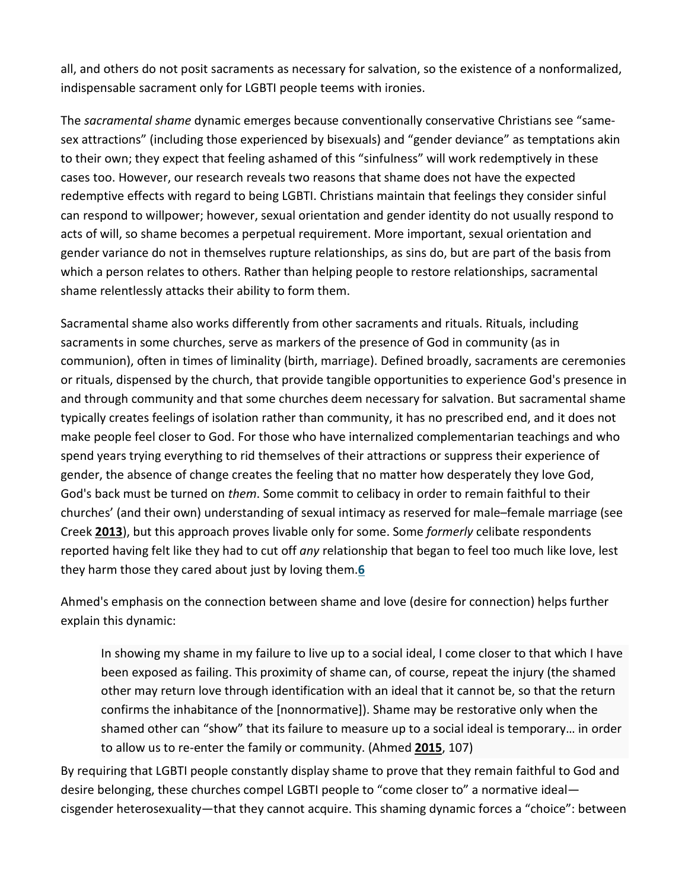all, and others do not posit sacraments as necessary for salvation, so the existence of a nonformalized, indispensable sacrament only for LGBTI people teems with ironies.

The *sacramental shame* dynamic emerges because conventionally conservative Christians see "same-sex attractions" (including those experienced by bisexuals) and "gender deviance" as temptations akin to their own; they expect that feeling ashamed of this "sinfulness" will work redemptively in these cases too. However, our research reveals two reasons that shame does not have the expected redemptive effects with regard to being LGBTI. Christians maintain that feelings they consider sinful can respond to willpower; however, sexual orientation and gender identity do not usually respond to acts of will, so shame becomes a perpetual requirement. More important, sexual orientation and gender variance do not in themselves rupture relationships, as sins do, but are part of the basis from which a person relates to others. Rather than helping people to restore relationships, sacramental shame relentlessly attacks their ability to form them.

Sacramental shame also works differently from other sacraments and rituals. Rituals, including sacraments in some churches, serve as markers of the presence of God in community (as in communion), often in times of liminality (birth, marriage). Defined broadly, sacraments are ceremonies or rituals, dispensed by the church, that provide tangible opportunities to experience God's presence in and through community and that some churches deem necessary for salvation. But sacramental shame typically creates feelings of isolation rather than community, it has no prescribed end, and it does not make people feel closer to God. For those who have internalized complementarian teachings and who spend years trying everything to rid themselves of their attractions or suppress their experience of gender, the absence of change creates the feeling that no matter how desperately they love God, God's back must be turned on *them*. Some commit to celibacy in order to remain faithful to their churches' (and their own) understanding of sexual intimacy as reserved for male–female marriage (see Creek **2013**), but this approach proves livable only for some. Some *formerly* celibate respondents reported having felt like they had to cut off *any* relationship that began to feel too much like love, lest they harm those they cared about just by loving them.[6]

Ahmed's emphasis on the connection between shame and love (desire for connection) helps further explain this dynamic:

> In showing my shame in my failure to live up to a social ideal, I come closer to that which I have been exposed as failing. This proximity of shame can, of course, repeat the injury (the shamed other may return love through identification with an ideal that it cannot be, so that the return confirms the inhabitance of the [nonnormative]). Shame may be restorative only when the shamed other can "show" that its failure to measure up to a social ideal is temporary… in order to allow us to re-enter the family or community. (Ahmed **2015**, 107)

By requiring that LGBTI people constantly display shame to prove that they remain faithful to God and desire belonging, these churches compel LGBTI people to "come closer to" a normative ideal—cisgender heterosexuality—that they cannot acquire. This shaming dynamic forces a "choice": between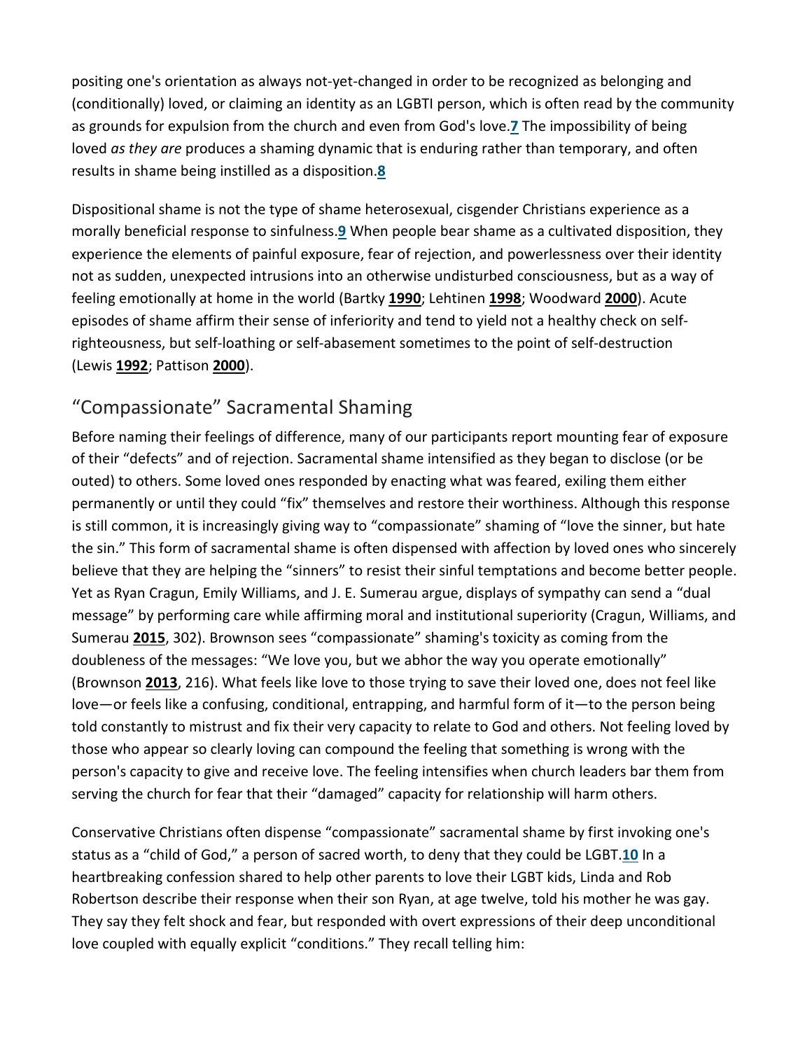positing one's orientation as always not-yet-changed in order to be recognized as belonging and (conditionally) loved, or claiming an identity as an LGBTI person, which is often read by the community as grounds for expulsion from the church and even from God's love.[7] The impossibility of being loved *as they are* produces a shaming dynamic that is enduring rather than temporary, and often results in shame being instilled as a disposition.[8]

Dispositional shame is not the type of shame heterosexual, cisgender Christians experience as a morally beneficial response to sinfulness.[9] When people bear shame as a cultivated disposition, they experience the elements of painful exposure, fear of rejection, and powerlessness over their identity not as sudden, unexpected intrusions into an otherwise undisturbed consciousness, but as a way of feeling emotionally at home in the world (Bartky **1990**; Lehtinen **1998**; Woodward **2000**). Acute episodes of shame affirm their sense of inferiority and tend to yield not a healthy check on self-righteousness, but self-loathing or self-abasement sometimes to the point of self-destruction (Lewis **1992**; Pattison **2000**).

## "Compassionate" Sacramental Shaming

Before naming their feelings of difference, many of our participants report mounting fear of exposure of their "defects" and of rejection. Sacramental shame intensified as they began to disclose (or be outed) to others. Some loved ones responded by enacting what was feared, exiling them either permanently or until they could "fix" themselves and restore their worthiness. Although this response is still common, it is increasingly giving way to "compassionate" shaming of "love the sinner, but hate the sin." This form of sacramental shame is often dispensed with affection by loved ones who sincerely believe that they are helping the "sinners" to resist their sinful temptations and become better people. Yet as Ryan Cragun, Emily Williams, and J. E. Sumerau argue, displays of sympathy can send a "dual message" by performing care while affirming moral and institutional superiority (Cragun, Williams, and Sumerau **2015**, 302). Brownson sees "compassionate" shaming's toxicity as coming from the doubleness of the messages: "We love you, but we abhor the way you operate emotionally" (Brownson **2013**, 216). What feels like love to those trying to save their loved one, does not feel like love—or feels like a confusing, conditional, entrapping, and harmful form of it—to the person being told constantly to mistrust and fix their very capacity to relate to God and others. Not feeling loved by those who appear so clearly loving can compound the feeling that something is wrong with the person's capacity to give and receive love. The feeling intensifies when church leaders bar them from serving the church for fear that their "damaged" capacity for relationship will harm others.

Conservative Christians often dispense "compassionate" sacramental shame by first invoking one's status as a "child of God," a person of sacred worth, to deny that they could be LGBT.[10] In a heartbreaking confession shared to help other parents to love their LGBT kids, Linda and Rob Robertson describe their response when their son Ryan, at age twelve, told his mother he was gay. They say they felt shock and fear, but responded with overt expressions of their deep unconditional love coupled with equally explicit "conditions." They recall telling him: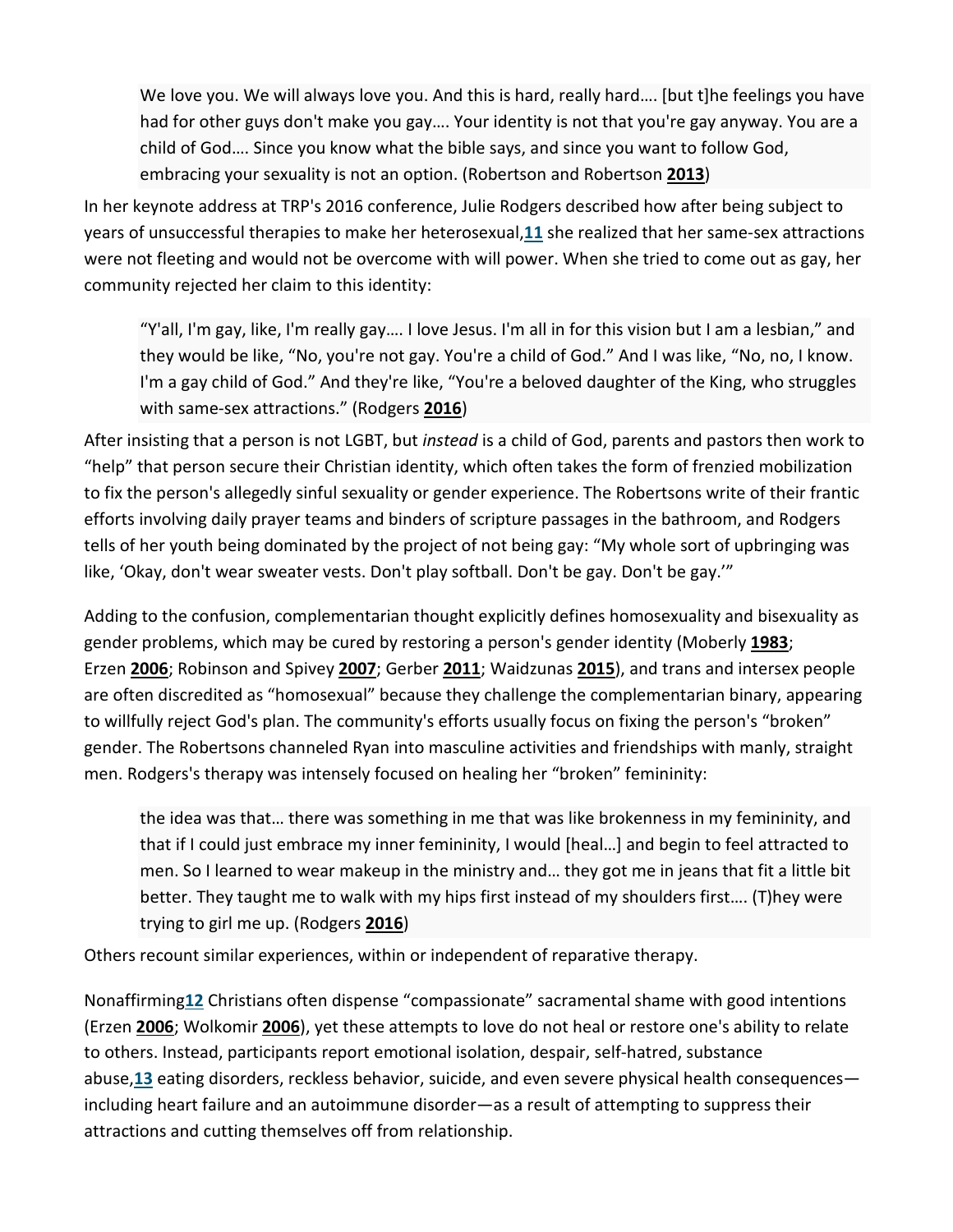> We love you. We will always love you. And this is hard, really hard.... [but t]he feelings you have had for other guys don't make you gay.... Your identity is not that you're gay anyway. You are a child of God.... Since you know what the bible says, and since you want to follow God, embracing your sexuality is not an option. (Robertson and Robertson **2013**)

In her keynote address at TRP's 2016 conference, Julie Rodgers described how after being subject to years of unsuccessful therapies to make her heterosexual,[11] she realized that her same-sex attractions were not fleeting and would not be overcome with will power. When she tried to come out as gay, her community rejected her claim to this identity:

> "Y'all, I'm gay, like, I'm really gay.... I love Jesus. I'm all in for this vision but I am a lesbian," and they would be like, "No, you're not gay. You're a child of God." And I was like, "No, no, I know. I'm a gay child of God." And they're like, "You're a beloved daughter of the King, who struggles with same-sex attractions." (Rodgers **2016**)

After insisting that a person is not LGBT, but *instead* is a child of God, parents and pastors then work to "help" that person secure their Christian identity, which often takes the form of frenzied mobilization to fix the person's allegedly sinful sexuality or gender experience. The Robertsons write of their frantic efforts involving daily prayer teams and binders of scripture passages in the bathroom, and Rodgers tells of her youth being dominated by the project of not being gay: "My whole sort of upbringing was like, 'Okay, don't wear sweater vests. Don't play softball. Don't be gay. Don't be gay.'"

Adding to the confusion, complementarian thought explicitly defines homosexuality and bisexuality as gender problems, which may be cured by restoring a person's gender identity (Moberly **1983**; Erzen **2006**; Robinson and Spivey **2007**; Gerber **2011**; Waidzunas **2015**), and trans and intersex people are often discredited as "homosexual" because they challenge the complementarian binary, appearing to willfully reject God's plan. The community's efforts usually focus on fixing the person's "broken" gender. The Robertsons channeled Ryan into masculine activities and friendships with manly, straight men. Rodgers's therapy was intensely focused on healing her "broken" femininity:

> the idea was that... there was something in me that was like brokenness in my femininity, and that if I could just embrace my inner femininity, I would [heal...] and begin to feel attracted to men. So I learned to wear makeup in the ministry and... they got me in jeans that fit a little bit better. They taught me to walk with my hips first instead of my shoulders first.... (T)hey were trying to girl me up. (Rodgers **2016**)

Others recount similar experiences, within or independent of reparative therapy.

Nonaffirming[12] Christians often dispense "compassionate" sacramental shame with good intentions (Erzen **2006**; Wolkomir **2006**), yet these attempts to love do not heal or restore one's ability to relate to others. Instead, participants report emotional isolation, despair, self-hatred, substance abuse,[13] eating disorders, reckless behavior, suicide, and even severe physical health consequences—including heart failure and an autoimmune disorder—as a result of attempting to suppress their attractions and cutting themselves off from relationship.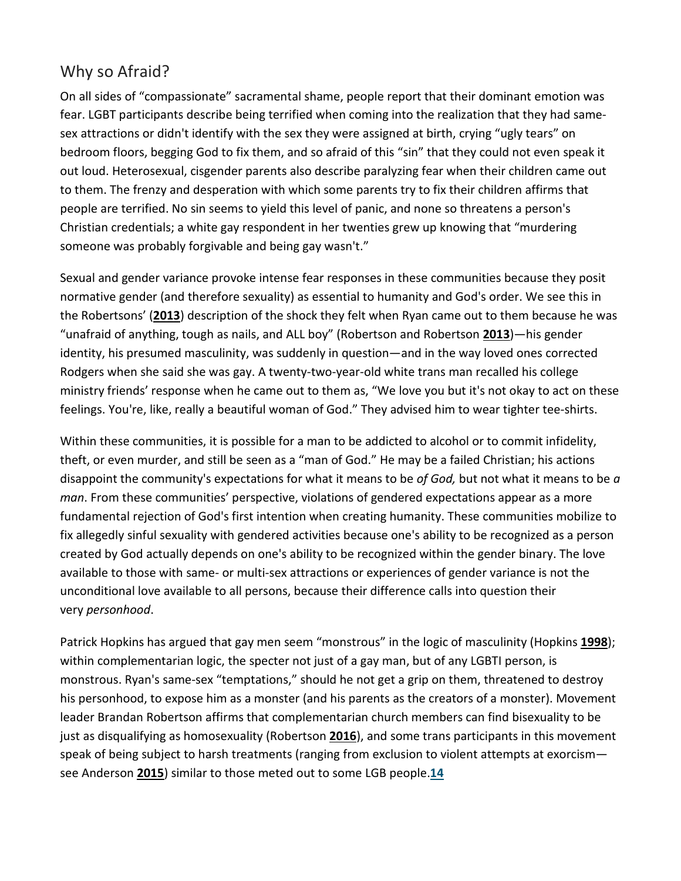## Why so Afraid?

On all sides of "compassionate" sacramental shame, people report that their dominant emotion was fear. LGBT participants describe being terrified when coming into the realization that they had same-sex attractions or didn't identify with the sex they were assigned at birth, crying "ugly tears" on bedroom floors, begging God to fix them, and so afraid of this "sin" that they could not even speak it out loud. Heterosexual, cisgender parents also describe paralyzing fear when their children came out to them. The frenzy and desperation with which some parents try to fix their children affirms that people are terrified. No sin seems to yield this level of panic, and none so threatens a person's Christian credentials; a white gay respondent in her twenties grew up knowing that "murdering someone was probably forgivable and being gay wasn't."

Sexual and gender variance provoke intense fear responses in these communities because they posit normative gender (and therefore sexuality) as essential to humanity and God's order. We see this in the Robertsons' (**2013**) description of the shock they felt when Ryan came out to them because he was "unafraid of anything, tough as nails, and ALL boy" (Robertson and Robertson **2013**)—his gender identity, his presumed masculinity, was suddenly in question—and in the way loved ones corrected Rodgers when she said she was gay. A twenty-two-year-old white trans man recalled his college ministry friends' response when he came out to them as, "We love you but it's not okay to act on these feelings. You're, like, really a beautiful woman of God." They advised him to wear tighter tee-shirts.

Within these communities, it is possible for a man to be addicted to alcohol or to commit infidelity, theft, or even murder, and still be seen as a "man of God." He may be a failed Christian; his actions disappoint the community's expectations for what it means to be *of God,* but not what it means to be *a man*. From these communities' perspective, violations of gendered expectations appear as a more fundamental rejection of God's first intention when creating humanity. These communities mobilize to fix allegedly sinful sexuality with gendered activities because one's ability to be recognized as a person created by God actually depends on one's ability to be recognized within the gender binary. The love available to those with same- or multi-sex attractions or experiences of gender variance is not the unconditional love available to all persons, because their difference calls into question their very *personhood*.

Patrick Hopkins has argued that gay men seem "monstrous" in the logic of masculinity (Hopkins **1998**); within complementarian logic, the specter not just of a gay man, but of any LGBTI person, is monstrous. Ryan's same-sex "temptations," should he not get a grip on them, threatened to destroy his personhood, to expose him as a monster (and his parents as the creators of a monster). Movement leader Brandan Robertson affirms that complementarian church members can find bisexuality to be just as disqualifying as homosexuality (Robertson **2016**), and some trans participants in this movement speak of being subject to harsh treatments (ranging from exclusion to violent attempts at exorcism—see Anderson **2015**) similar to those meted out to some LGB people.[14]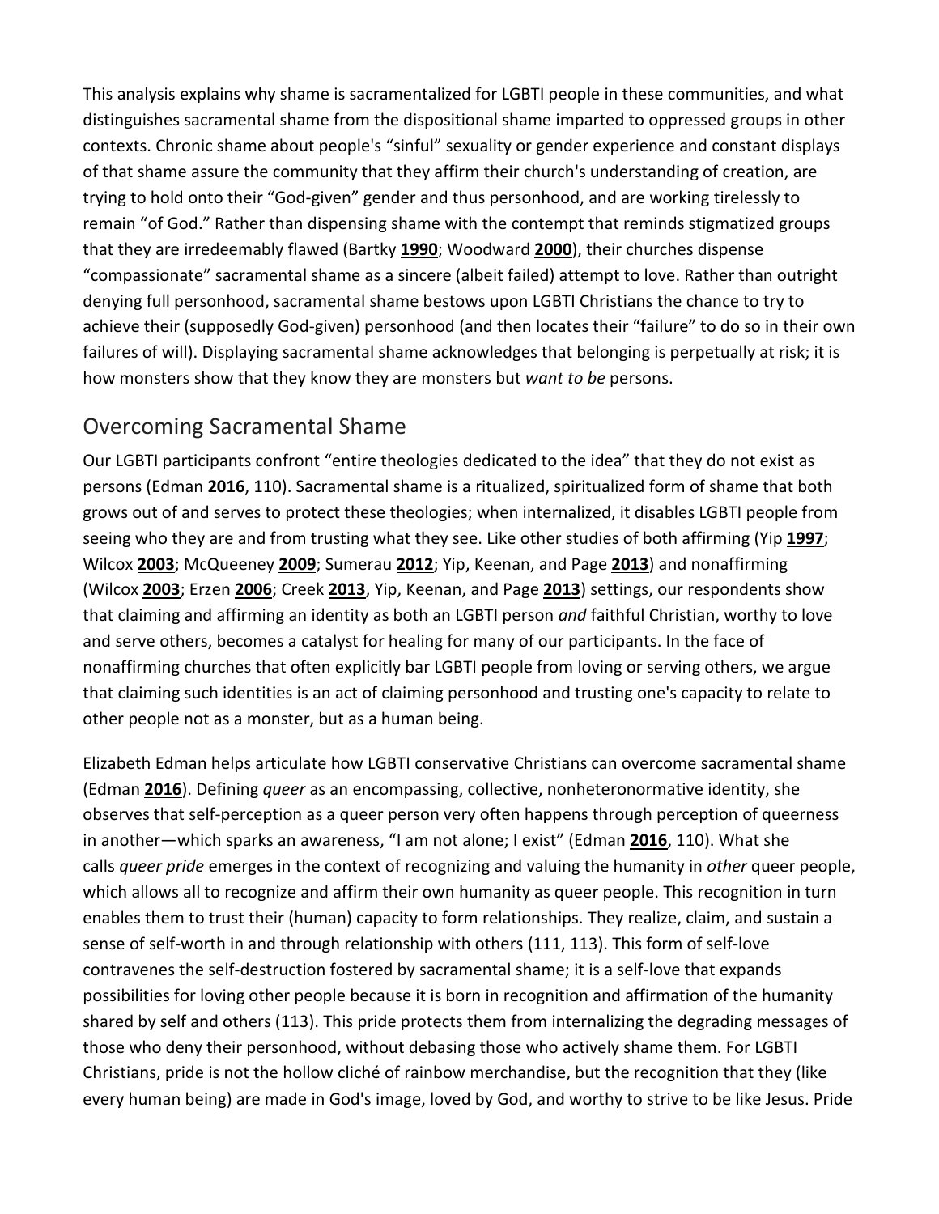This analysis explains why shame is sacramentalized for LGBTI people in these communities, and what distinguishes sacramental shame from the dispositional shame imparted to oppressed groups in other contexts. Chronic shame about people's "sinful" sexuality or gender experience and constant displays of that shame assure the community that they affirm their church's understanding of creation, are trying to hold onto their "God-given" gender and thus personhood, and are working tirelessly to remain "of God." Rather than dispensing shame with the contempt that reminds stigmatized groups that they are irredeemably flawed (Bartky **1990**; Woodward **2000**), their churches dispense "compassionate" sacramental shame as a sincere (albeit failed) attempt to love. Rather than outright denying full personhood, sacramental shame bestows upon LGBTI Christians the chance to try to achieve their (supposedly God-given) personhood (and then locates their "failure" to do so in their own failures of will). Displaying sacramental shame acknowledges that belonging is perpetually at risk; it is how monsters show that they know they are monsters but *want to be* persons.

## Overcoming Sacramental Shame

Our LGBTI participants confront "entire theologies dedicated to the idea" that they do not exist as persons (Edman **2016**, 110). Sacramental shame is a ritualized, spiritualized form of shame that both grows out of and serves to protect these theologies; when internalized, it disables LGBTI people from seeing who they are and from trusting what they see. Like other studies of both affirming (Yip **1997**; Wilcox **2003**; McQueeney **2009**; Sumerau **2012**; Yip, Keenan, and Page **2013**) and nonaffirming (Wilcox **2003**; Erzen **2006**; Creek **2013**, Yip, Keenan, and Page **2013**) settings, our respondents show that claiming and affirming an identity as both an LGBTI person *and* faithful Christian, worthy to love and serve others, becomes a catalyst for healing for many of our participants. In the face of nonaffirming churches that often explicitly bar LGBTI people from loving or serving others, we argue that claiming such identities is an act of claiming personhood and trusting one's capacity to relate to other people not as a monster, but as a human being.

Elizabeth Edman helps articulate how LGBTI conservative Christians can overcome sacramental shame (Edman **2016**). Defining *queer* as an encompassing, collective, nonheteronormative identity, she observes that self-perception as a queer person very often happens through perception of queerness in another—which sparks an awareness, "I am not alone; I exist" (Edman **2016**, 110). What she calls *queer pride* emerges in the context of recognizing and valuing the humanity in *other* queer people, which allows all to recognize and affirm their own humanity as queer people. This recognition in turn enables them to trust their (human) capacity to form relationships. They realize, claim, and sustain a sense of self-worth in and through relationship with others (111, 113). This form of self-love contravenes the self-destruction fostered by sacramental shame; it is a self-love that expands possibilities for loving other people because it is born in recognition and affirmation of the humanity shared by self and others (113). This pride protects them from internalizing the degrading messages of those who deny their personhood, without debasing those who actively shame them. For LGBTI Christians, pride is not the hollow cliché of rainbow merchandise, but the recognition that they (like every human being) are made in God's image, loved by God, and worthy to strive to be like Jesus. Pride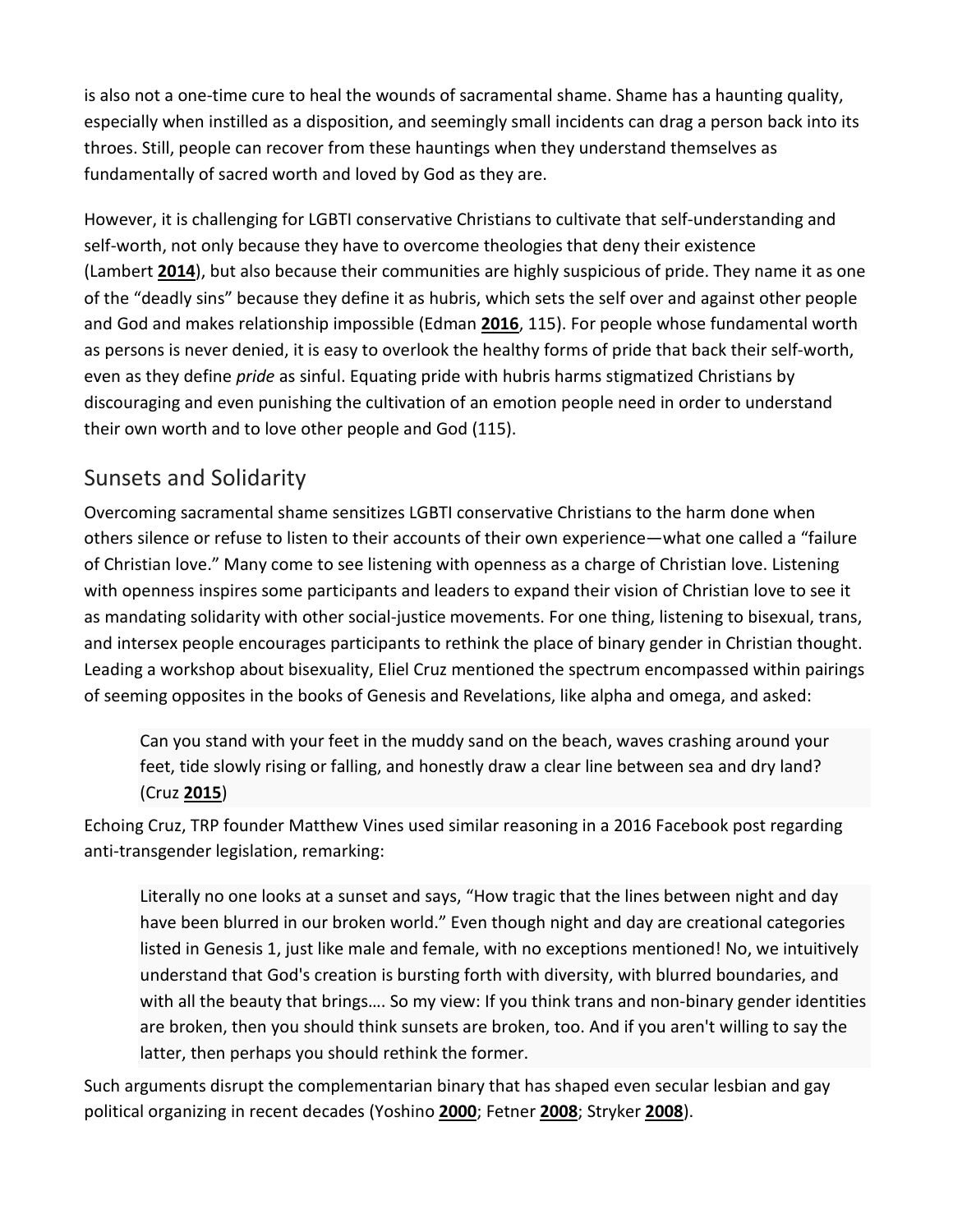is also not a one-time cure to heal the wounds of sacramental shame. Shame has a haunting quality, especially when instilled as a disposition, and seemingly small incidents can drag a person back into its throes. Still, people can recover from these hauntings when they understand themselves as fundamentally of sacred worth and loved by God as they are.

However, it is challenging for LGBTI conservative Christians to cultivate that self-understanding and self-worth, not only because they have to overcome theologies that deny their existence (Lambert **2014**), but also because their communities are highly suspicious of pride. They name it as one of the "deadly sins" because they define it as hubris, which sets the self over and against other people and God and makes relationship impossible (Edman **2016**, 115). For people whose fundamental worth as persons is never denied, it is easy to overlook the healthy forms of pride that back their self-worth, even as they define *pride* as sinful. Equating pride with hubris harms stigmatized Christians by discouraging and even punishing the cultivation of an emotion people need in order to understand their own worth and to love other people and God (115).

## Sunsets and Solidarity

Overcoming sacramental shame sensitizes LGBTI conservative Christians to the harm done when others silence or refuse to listen to their accounts of their own experience—what one called a "failure of Christian love." Many come to see listening with openness as a charge of Christian love. Listening with openness inspires some participants and leaders to expand their vision of Christian love to see it as mandating solidarity with other social-justice movements. For one thing, listening to bisexual, trans, and intersex people encourages participants to rethink the place of binary gender in Christian thought. Leading a workshop about bisexuality, Eliel Cruz mentioned the spectrum encompassed within pairings of seeming opposites in the books of Genesis and Revelations, like alpha and omega, and asked:

> Can you stand with your feet in the muddy sand on the beach, waves crashing around your feet, tide slowly rising or falling, and honestly draw a clear line between sea and dry land? (Cruz **2015**)

Echoing Cruz, TRP founder Matthew Vines used similar reasoning in a 2016 Facebook post regarding anti-transgender legislation, remarking:

> Literally no one looks at a sunset and says, "How tragic that the lines between night and day have been blurred in our broken world." Even though night and day are creational categories listed in Genesis 1, just like male and female, with no exceptions mentioned! No, we intuitively understand that God's creation is bursting forth with diversity, with blurred boundaries, and with all the beauty that brings…. So my view: If you think trans and non-binary gender identities are broken, then you should think sunsets are broken, too. And if you aren't willing to say the latter, then perhaps you should rethink the former.

Such arguments disrupt the complementarian binary that has shaped even secular lesbian and gay political organizing in recent decades (Yoshino **2000**; Fetner **2008**; Stryker **2008**).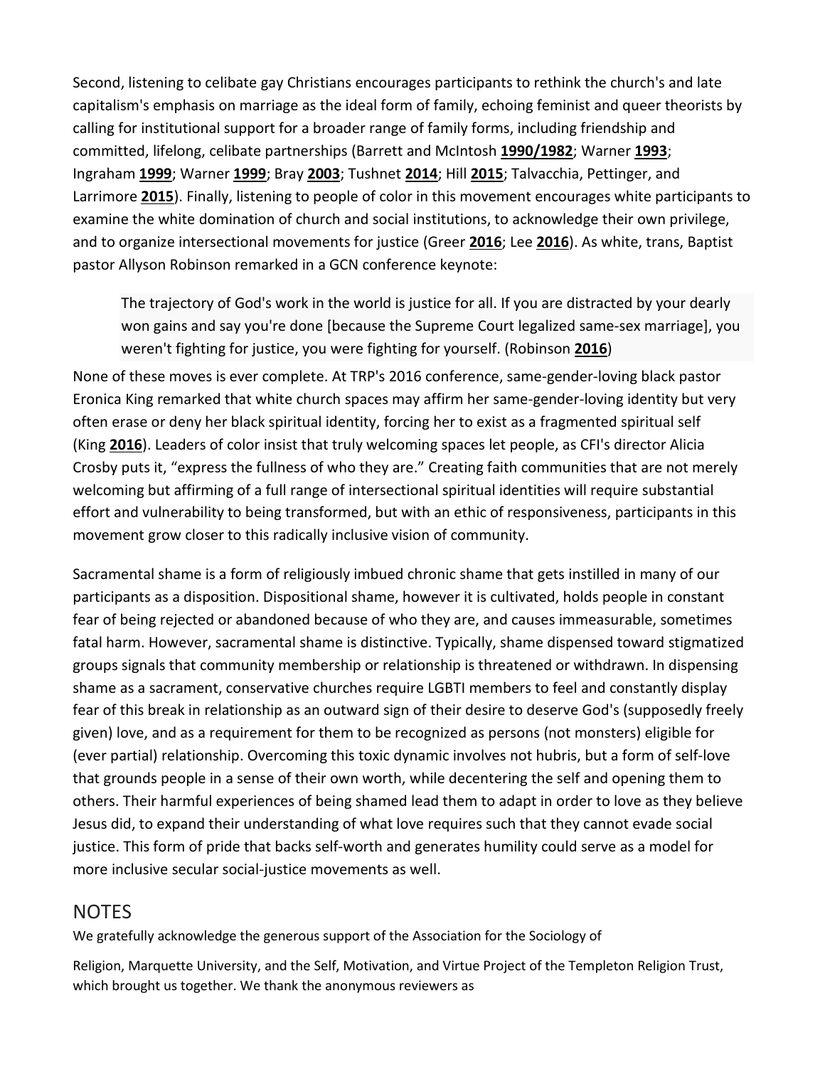Second, listening to celibate gay Christians encourages participants to rethink the church's and late capitalism's emphasis on marriage as the ideal form of family, echoing feminist and queer theorists by calling for institutional support for a broader range of family forms, including friendship and committed, lifelong, celibate partnerships (Barrett and McIntosh **1990/1982**; Warner **1993**; Ingraham **1999**; Warner **1999**; Bray **2003**; Tushnet **2014**; Hill **2015**; Talvacchia, Pettinger, and Larrimore **2015**). Finally, listening to people of color in this movement encourages white participants to examine the white domination of church and social institutions, to acknowledge their own privilege, and to organize intersectional movements for justice (Greer **2016**; Lee **2016**). As white, trans, Baptist pastor Allyson Robinson remarked in a GCN conference keynote:

> The trajectory of God's work in the world is justice for all. If you are distracted by your dearly won gains and say you're done [because the Supreme Court legalized same-sex marriage], you weren't fighting for justice, you were fighting for yourself. (Robinson **2016**)

None of these moves is ever complete. At TRP's 2016 conference, same-gender-loving black pastor Eronica King remarked that white church spaces may affirm her same-gender-loving identity but very often erase or deny her black spiritual identity, forcing her to exist as a fragmented spiritual self (King **2016**). Leaders of color insist that truly welcoming spaces let people, as CFI's director Alicia Crosby puts it, "express the fullness of who they are." Creating faith communities that are not merely welcoming but affirming of a full range of intersectional spiritual identities will require substantial effort and vulnerability to being transformed, but with an ethic of responsiveness, participants in this movement grow closer to this radically inclusive vision of community.

Sacramental shame is a form of religiously imbued chronic shame that gets instilled in many of our participants as a disposition. Dispositional shame, however it is cultivated, holds people in constant fear of being rejected or abandoned because of who they are, and causes immeasurable, sometimes fatal harm. However, sacramental shame is distinctive. Typically, shame dispensed toward stigmatized groups signals that community membership or relationship is threatened or withdrawn. In dispensing shame as a sacrament, conservative churches require LGBTI members to feel and constantly display fear of this break in relationship as an outward sign of their desire to deserve God's (supposedly freely given) love, and as a requirement for them to be recognized as persons (not monsters) eligible for (ever partial) relationship. Overcoming this toxic dynamic involves not hubris, but a form of self-love that grounds people in a sense of their own worth, while decentering the self and opening them to others. Their harmful experiences of being shamed lead them to adapt in order to love as they believe Jesus did, to expand their understanding of what love requires such that they cannot evade social justice. This form of pride that backs self-worth and generates humility could serve as a model for more inclusive secular social-justice movements as well.

## NOTES

We gratefully acknowledge the generous support of the Association for the Sociology of

Religion, Marquette University, and the Self, Motivation, and Virtue Project of the Templeton Religion Trust, which brought us together. We thank the anonymous reviewers as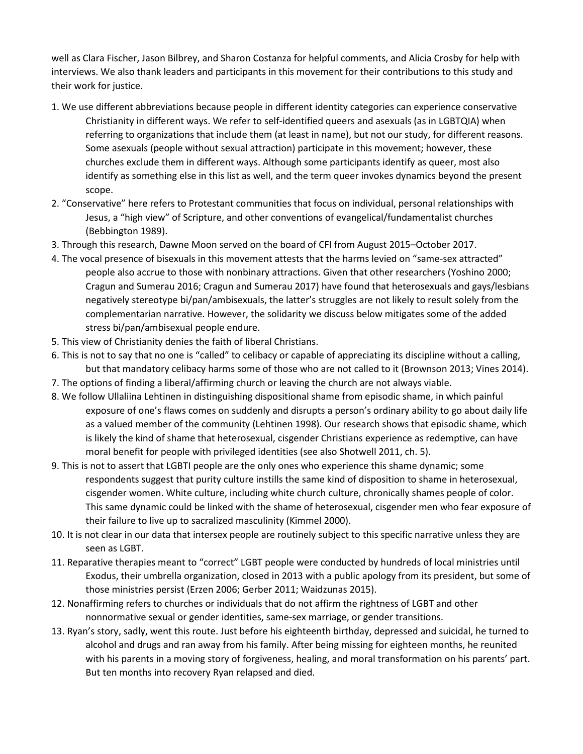well as Clara Fischer, Jason Bilbrey, and Sharon Costanza for helpful comments, and Alicia Crosby for help with interviews. We also thank leaders and participants in this movement for their contributions to this study and their work for justice.

1. We use different abbreviations because people in different identity categories can experience conservative Christianity in different ways. We refer to self-identified queers and asexuals (as in LGBTQIA) when referring to organizations that include them (at least in name), but not our study, for different reasons. Some asexuals (people without sexual attraction) participate in this movement; however, these churches exclude them in different ways. Although some participants identify as queer, most also identify as something else in this list as well, and the term queer invokes dynamics beyond the present scope.
2. "Conservative" here refers to Protestant communities that focus on individual, personal relationships with Jesus, a "high view" of Scripture, and other conventions of evangelical/fundamentalist churches (Bebbington 1989).
3. Through this research, Dawne Moon served on the board of CFI from August 2015–October 2017.
4. The vocal presence of bisexuals in this movement attests that the harms levied on "same-sex attracted" people also accrue to those with nonbinary attractions. Given that other researchers (Yoshino 2000; Cragun and Sumerau 2016; Cragun and Sumerau 2017) have found that heterosexuals and gays/lesbians negatively stereotype bi/pan/ambisexuals, the latter's struggles are not likely to result solely from the complementarian narrative. However, the solidarity we discuss below mitigates some of the added stress bi/pan/ambisexual people endure.
5. This view of Christianity denies the faith of liberal Christians.
6. This is not to say that no one is "called" to celibacy or capable of appreciating its discipline without a calling, but that mandatory celibacy harms some of those who are not called to it (Brownson 2013; Vines 2014).
7. The options of finding a liberal/affirming church or leaving the church are not always viable.
8. We follow Ullaliina Lehtinen in distinguishing dispositional shame from episodic shame, in which painful exposure of one's flaws comes on suddenly and disrupts a person's ordinary ability to go about daily life as a valued member of the community (Lehtinen 1998). Our research shows that episodic shame, which is likely the kind of shame that heterosexual, cisgender Christians experience as redemptive, can have moral benefit for people with privileged identities (see also Shotwell 2011, ch. 5).
9. This is not to assert that LGBTI people are the only ones who experience this shame dynamic; some respondents suggest that purity culture instills the same kind of disposition to shame in heterosexual, cisgender women. White culture, including white church culture, chronically shames people of color. This same dynamic could be linked with the shame of heterosexual, cisgender men who fear exposure of their failure to live up to sacralized masculinity (Kimmel 2000).
10. It is not clear in our data that intersex people are routinely subject to this specific narrative unless they are seen as LGBT.
11. Reparative therapies meant to "correct" LGBT people were conducted by hundreds of local ministries until Exodus, their umbrella organization, closed in 2013 with a public apology from its president, but some of those ministries persist (Erzen 2006; Gerber 2011; Waidzunas 2015).
12. Nonaffirming refers to churches or individuals that do not affirm the rightness of LGBT and other nonnormative sexual or gender identities, same-sex marriage, or gender transitions.
13. Ryan's story, sadly, went this route. Just before his eighteenth birthday, depressed and suicidal, he turned to alcohol and drugs and ran away from his family. After being missing for eighteen months, he reunited with his parents in a moving story of forgiveness, healing, and moral transformation on his parents' part. But ten months into recovery Ryan relapsed and died.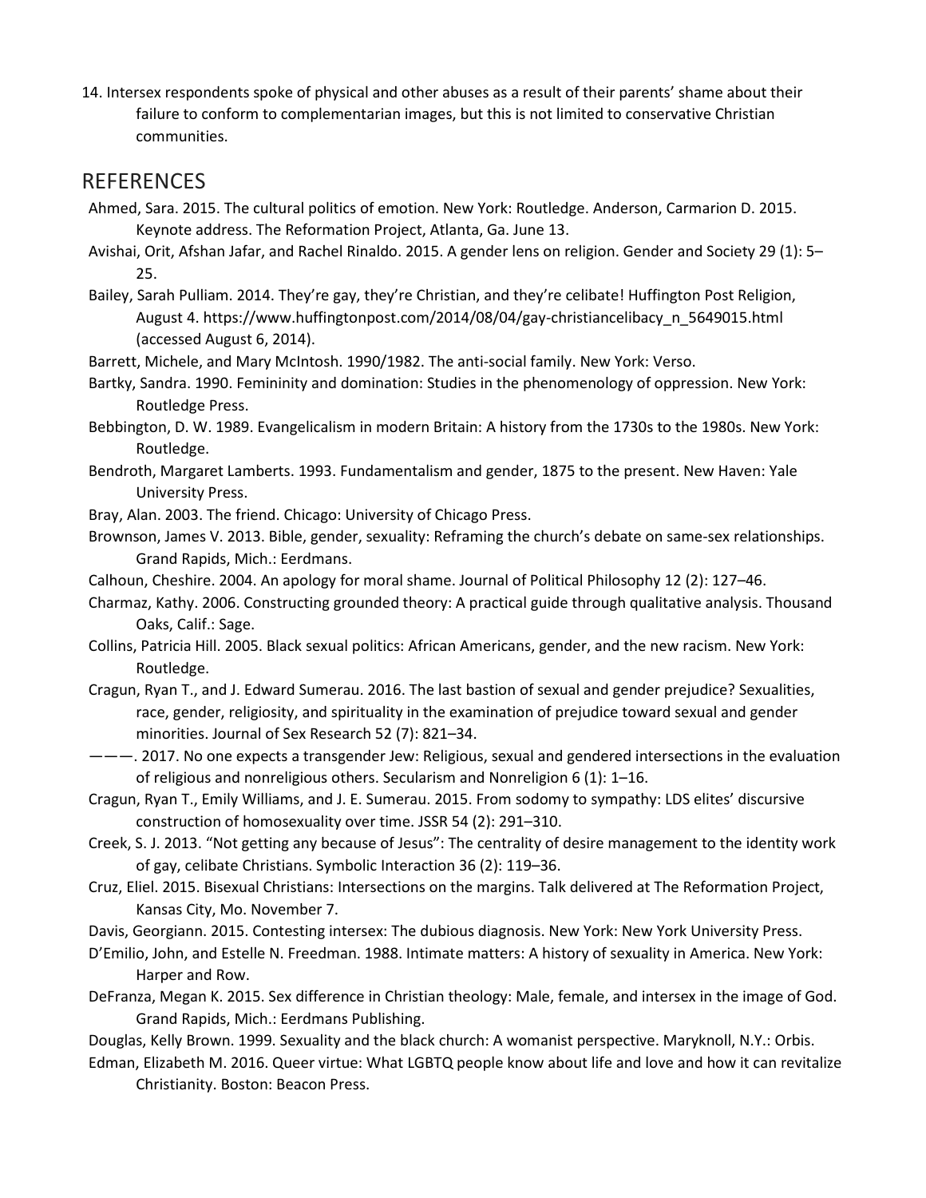14. Intersex respondents spoke of physical and other abuses as a result of their parents' shame about their failure to conform to complementarian images, but this is not limited to conservative Christian communities.

## REFERENCES

Ahmed, Sara. 2015. The cultural politics of emotion. New York: Routledge. Anderson, Carmarion D. 2015. Keynote address. The Reformation Project, Atlanta, Ga. June 13.

Avishai, Orit, Afshan Jafar, and Rachel Rinaldo. 2015. A gender lens on religion. Gender and Society 29 (1): 5–25.

Bailey, Sarah Pulliam. 2014. They're gay, they're Christian, and they're celibate! Huffington Post Religion, August 4. https://www.huffingtonpost.com/2014/08/04/gay-christiancelibacy_n_5649015.html (accessed August 6, 2014).

Barrett, Michele, and Mary McIntosh. 1990/1982. The anti-social family. New York: Verso.

Bartky, Sandra. 1990. Femininity and domination: Studies in the phenomenology of oppression. New York: Routledge Press.

Bebbington, D. W. 1989. Evangelicalism in modern Britain: A history from the 1730s to the 1980s. New York: Routledge.

Bendroth, Margaret Lamberts. 1993. Fundamentalism and gender, 1875 to the present. New Haven: Yale University Press.

Bray, Alan. 2003. The friend. Chicago: University of Chicago Press.

Brownson, James V. 2013. Bible, gender, sexuality: Reframing the church's debate on same-sex relationships. Grand Rapids, Mich.: Eerdmans.

Calhoun, Cheshire. 2004. An apology for moral shame. Journal of Political Philosophy 12 (2): 127–46.

Charmaz, Kathy. 2006. Constructing grounded theory: A practical guide through qualitative analysis. Thousand Oaks, Calif.: Sage.

Collins, Patricia Hill. 2005. Black sexual politics: African Americans, gender, and the new racism. New York: Routledge.

Cragun, Ryan T., and J. Edward Sumerau. 2016. The last bastion of sexual and gender prejudice? Sexualities, race, gender, religiosity, and spirituality in the examination of prejudice toward sexual and gender minorities. Journal of Sex Research 52 (7): 821–34.

———. 2017. No one expects a transgender Jew: Religious, sexual and gendered intersections in the evaluation of religious and nonreligious others. Secularism and Nonreligion 6 (1): 1–16.

Cragun, Ryan T., Emily Williams, and J. E. Sumerau. 2015. From sodomy to sympathy: LDS elites' discursive construction of homosexuality over time. JSSR 54 (2): 291–310.

Creek, S. J. 2013. "Not getting any because of Jesus": The centrality of desire management to the identity work of gay, celibate Christians. Symbolic Interaction 36 (2): 119–36.

Cruz, Eliel. 2015. Bisexual Christians: Intersections on the margins. Talk delivered at The Reformation Project, Kansas City, Mo. November 7.

Davis, Georgiann. 2015. Contesting intersex: The dubious diagnosis. New York: New York University Press.

D'Emilio, John, and Estelle N. Freedman. 1988. Intimate matters: A history of sexuality in America. New York: Harper and Row.

DeFranza, Megan K. 2015. Sex difference in Christian theology: Male, female, and intersex in the image of God. Grand Rapids, Mich.: Eerdmans Publishing.

Douglas, Kelly Brown. 1999. Sexuality and the black church: A womanist perspective. Maryknoll, N.Y.: Orbis.

Edman, Elizabeth M. 2016. Queer virtue: What LGBTQ people know about life and love and how it can revitalize Christianity. Boston: Beacon Press.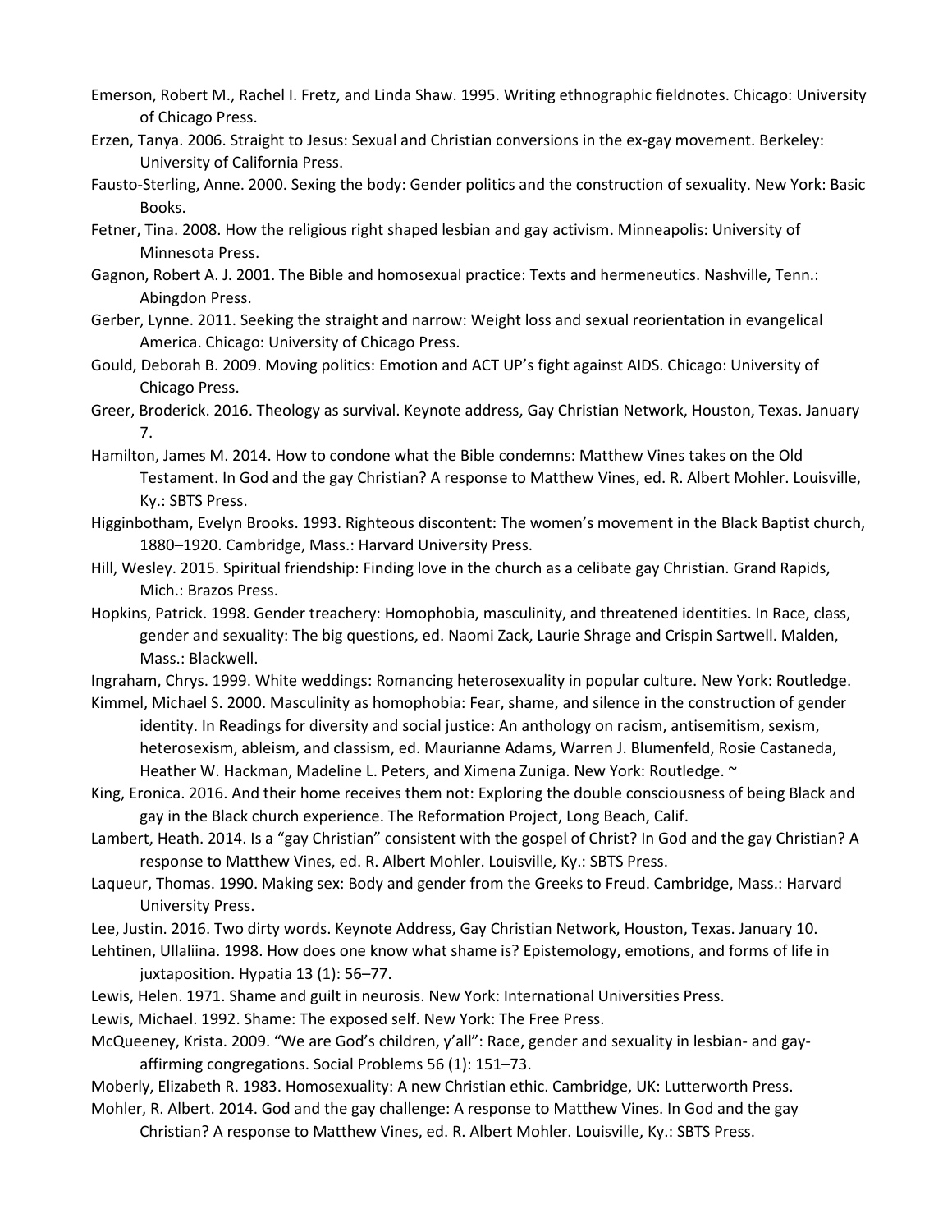Emerson, Robert M., Rachel I. Fretz, and Linda Shaw. 1995. Writing ethnographic fieldnotes. Chicago: University of Chicago Press.

Erzen, Tanya. 2006. Straight to Jesus: Sexual and Christian conversions in the ex-gay movement. Berkeley: University of California Press.

Fausto-Sterling, Anne. 2000. Sexing the body: Gender politics and the construction of sexuality. New York: Basic Books.

Fetner, Tina. 2008. How the religious right shaped lesbian and gay activism. Minneapolis: University of Minnesota Press.

Gagnon, Robert A. J. 2001. The Bible and homosexual practice: Texts and hermeneutics. Nashville, Tenn.: Abingdon Press.

Gerber, Lynne. 2011. Seeking the straight and narrow: Weight loss and sexual reorientation in evangelical America. Chicago: University of Chicago Press.

Gould, Deborah B. 2009. Moving politics: Emotion and ACT UP's fight against AIDS. Chicago: University of Chicago Press.

Greer, Broderick. 2016. Theology as survival. Keynote address, Gay Christian Network, Houston, Texas. January 7.

Hamilton, James M. 2014. How to condone what the Bible condemns: Matthew Vines takes on the Old Testament. In God and the gay Christian? A response to Matthew Vines, ed. R. Albert Mohler. Louisville, Ky.: SBTS Press.

Higginbotham, Evelyn Brooks. 1993. Righteous discontent: The women's movement in the Black Baptist church, 1880–1920. Cambridge, Mass.: Harvard University Press.

Hill, Wesley. 2015. Spiritual friendship: Finding love in the church as a celibate gay Christian. Grand Rapids, Mich.: Brazos Press.

Hopkins, Patrick. 1998. Gender treachery: Homophobia, masculinity, and threatened identities. In Race, class, gender and sexuality: The big questions, ed. Naomi Zack, Laurie Shrage and Crispin Sartwell. Malden, Mass.: Blackwell.

Ingraham, Chrys. 1999. White weddings: Romancing heterosexuality in popular culture. New York: Routledge.

Kimmel, Michael S. 2000. Masculinity as homophobia: Fear, shame, and silence in the construction of gender identity. In Readings for diversity and social justice: An anthology on racism, antisemitism, sexism, heterosexism, ableism, and classism, ed. Maurianne Adams, Warren J. Blumenfeld, Rosie Castaneda, Heather W. Hackman, Madeline L. Peters, and Ximena Zuniga. New York: Routledge. ~

King, Eronica. 2016. And their home receives them not: Exploring the double consciousness of being Black and gay in the Black church experience. The Reformation Project, Long Beach, Calif.

Lambert, Heath. 2014. Is a "gay Christian" consistent with the gospel of Christ? In God and the gay Christian? A response to Matthew Vines, ed. R. Albert Mohler. Louisville, Ky.: SBTS Press.

Laqueur, Thomas. 1990. Making sex: Body and gender from the Greeks to Freud. Cambridge, Mass.: Harvard University Press.

Lee, Justin. 2016. Two dirty words. Keynote Address, Gay Christian Network, Houston, Texas. January 10.

Lehtinen, Ullaliina. 1998. How does one know what shame is? Epistemology, emotions, and forms of life in juxtaposition. Hypatia 13 (1): 56–77.

Lewis, Helen. 1971. Shame and guilt in neurosis. New York: International Universities Press.

Lewis, Michael. 1992. Shame: The exposed self. New York: The Free Press.

McQueeney, Krista. 2009. "We are God's children, y'all": Race, gender and sexuality in lesbian- and gay-affirming congregations. Social Problems 56 (1): 151–73.

Moberly, Elizabeth R. 1983. Homosexuality: A new Christian ethic. Cambridge, UK: Lutterworth Press.

Mohler, R. Albert. 2014. God and the gay challenge: A response to Matthew Vines. In God and the gay Christian? A response to Matthew Vines, ed. R. Albert Mohler. Louisville, Ky.: SBTS Press.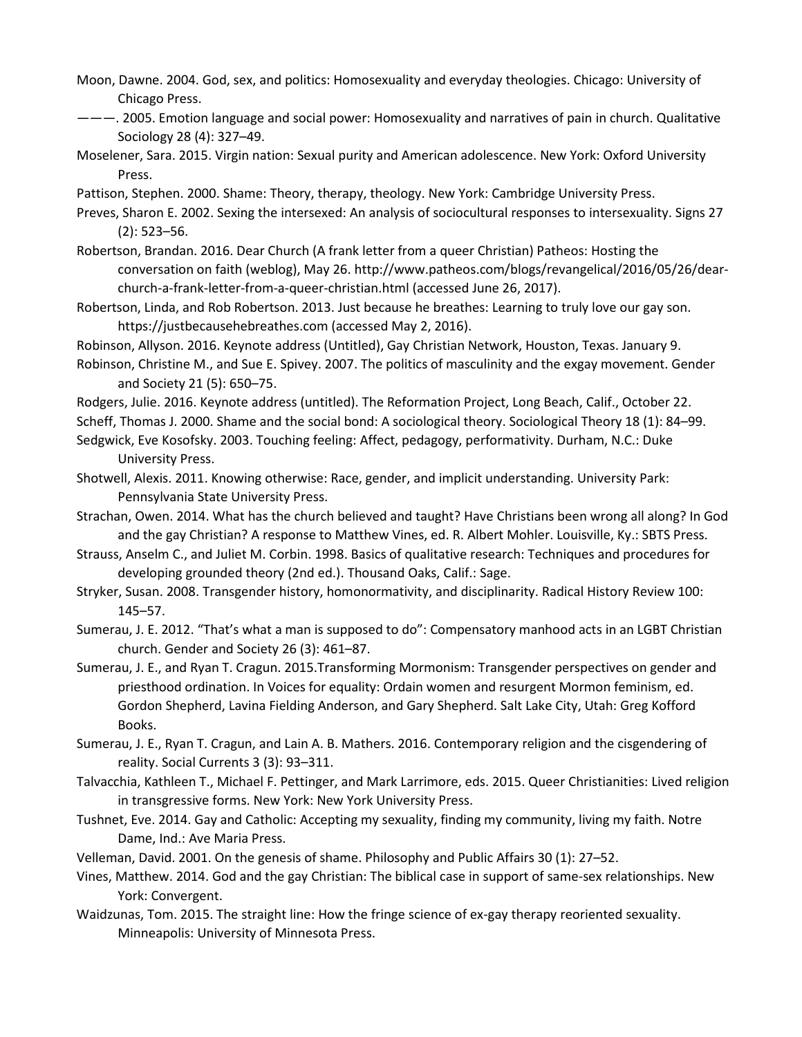Moon, Dawne. 2004. God, sex, and politics: Homosexuality and everyday theologies. Chicago: University of Chicago Press.

———. 2005. Emotion language and social power: Homosexuality and narratives of pain in church. Qualitative Sociology 28 (4): 327–49.

Moselener, Sara. 2015. Virgin nation: Sexual purity and American adolescence. New York: Oxford University Press.

Pattison, Stephen. 2000. Shame: Theory, therapy, theology. New York: Cambridge University Press.

Preves, Sharon E. 2002. Sexing the intersexed: An analysis of sociocultural responses to intersexuality. Signs 27 (2): 523–56.

Robertson, Brandan. 2016. Dear Church (A frank letter from a queer Christian) Patheos: Hosting the conversation on faith (weblog), May 26. http://www.patheos.com/blogs/revangelical/2016/05/26/dear-church-a-frank-letter-from-a-queer-christian.html (accessed June 26, 2017).

Robertson, Linda, and Rob Robertson. 2013. Just because he breathes: Learning to truly love our gay son. https://justbecausehebreathes.com (accessed May 2, 2016).

Robinson, Allyson. 2016. Keynote address (Untitled), Gay Christian Network, Houston, Texas. January 9.

Robinson, Christine M., and Sue E. Spivey. 2007. The politics of masculinity and the exgay movement. Gender and Society 21 (5): 650–75.

Rodgers, Julie. 2016. Keynote address (untitled). The Reformation Project, Long Beach, Calif., October 22.

Scheff, Thomas J. 2000. Shame and the social bond: A sociological theory. Sociological Theory 18 (1): 84–99.

Sedgwick, Eve Kosofsky. 2003. Touching feeling: Affect, pedagogy, performativity. Durham, N.C.: Duke University Press.

Shotwell, Alexis. 2011. Knowing otherwise: Race, gender, and implicit understanding. University Park: Pennsylvania State University Press.

Strachan, Owen. 2014. What has the church believed and taught? Have Christians been wrong all along? In God and the gay Christian? A response to Matthew Vines, ed. R. Albert Mohler. Louisville, Ky.: SBTS Press.

Strauss, Anselm C., and Juliet M. Corbin. 1998. Basics of qualitative research: Techniques and procedures for developing grounded theory (2nd ed.). Thousand Oaks, Calif.: Sage.

Stryker, Susan. 2008. Transgender history, homonormativity, and disciplinarity. Radical History Review 100: 145–57.

Sumerau, J. E. 2012. "That's what a man is supposed to do": Compensatory manhood acts in an LGBT Christian church. Gender and Society 26 (3): 461–87.

Sumerau, J. E., and Ryan T. Cragun. 2015.Transforming Mormonism: Transgender perspectives on gender and priesthood ordination. In Voices for equality: Ordain women and resurgent Mormon feminism, ed. Gordon Shepherd, Lavina Fielding Anderson, and Gary Shepherd. Salt Lake City, Utah: Greg Kofford Books.

Sumerau, J. E., Ryan T. Cragun, and Lain A. B. Mathers. 2016. Contemporary religion and the cisgendering of reality. Social Currents 3 (3): 93–311.

Talvacchia, Kathleen T., Michael F. Pettinger, and Mark Larrimore, eds. 2015. Queer Christianities: Lived religion in transgressive forms. New York: New York University Press.

Tushnet, Eve. 2014. Gay and Catholic: Accepting my sexuality, finding my community, living my faith. Notre Dame, Ind.: Ave Maria Press.

Velleman, David. 2001. On the genesis of shame. Philosophy and Public Affairs 30 (1): 27–52.

Vines, Matthew. 2014. God and the gay Christian: The biblical case in support of same-sex relationships. New York: Convergent.

Waidzunas, Tom. 2015. The straight line: How the fringe science of ex-gay therapy reoriented sexuality. Minneapolis: University of Minnesota Press.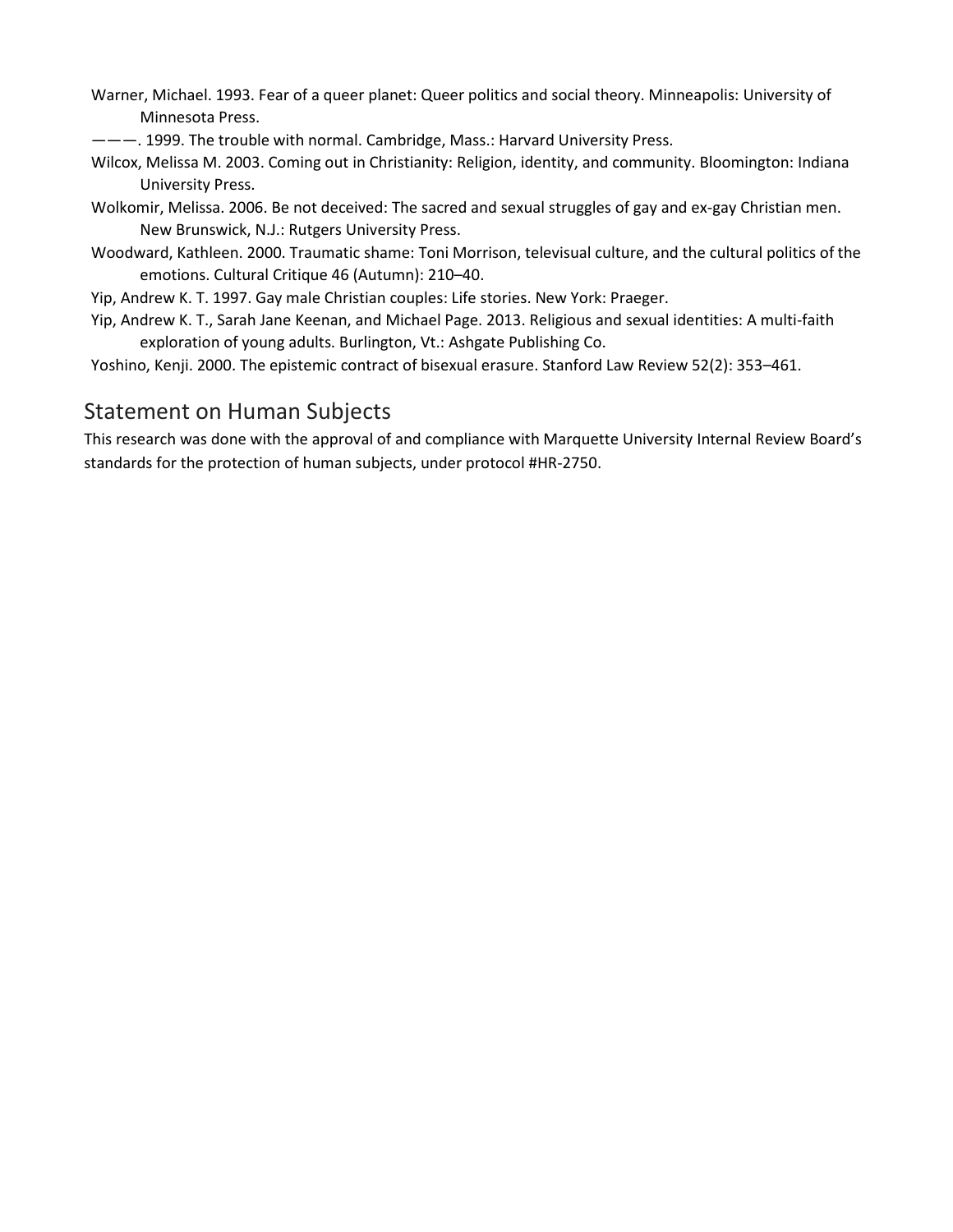Warner, Michael. 1993. Fear of a queer planet: Queer politics and social theory. Minneapolis: University of Minnesota Press.

———. 1999. The trouble with normal. Cambridge, Mass.: Harvard University Press.

Wilcox, Melissa M. 2003. Coming out in Christianity: Religion, identity, and community. Bloomington: Indiana University Press.

Wolkomir, Melissa. 2006. Be not deceived: The sacred and sexual struggles of gay and ex-gay Christian men. New Brunswick, N.J.: Rutgers University Press.

Woodward, Kathleen. 2000. Traumatic shame: Toni Morrison, televisual culture, and the cultural politics of the emotions. Cultural Critique 46 (Autumn): 210–40.

Yip, Andrew K. T. 1997. Gay male Christian couples: Life stories. New York: Praeger.

Yip, Andrew K. T., Sarah Jane Keenan, and Michael Page. 2013. Religious and sexual identities: A multi-faith exploration of young adults. Burlington, Vt.: Ashgate Publishing Co.

Yoshino, Kenji. 2000. The epistemic contract of bisexual erasure. Stanford Law Review 52(2): 353–461.

## Statement on Human Subjects

This research was done with the approval of and compliance with Marquette University Internal Review Board's standards for the protection of human subjects, under protocol #HR-2750.